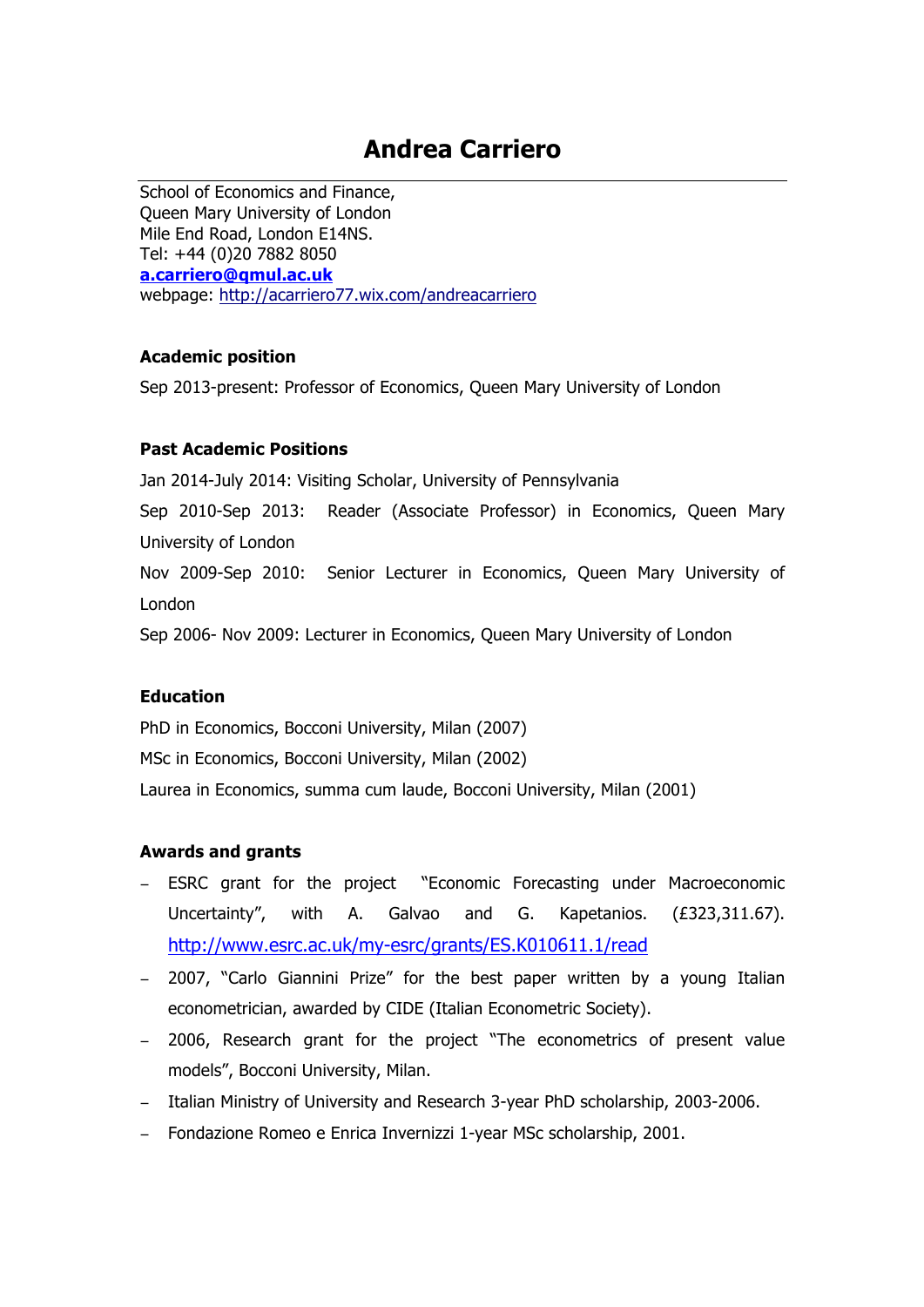# Andrea Carriero

School of Economics and Finance,
Queen Mary University of London
Mile End Road, London E14NS.
Tel: +44 (0)20 7882 8050
**a.carriero@qmul.ac.uk**
webpage: http://acarriero77.wix.com/andreacarriero

### Academic position

Sep 2013-present: Professor of Economics, Queen Mary University of London

### Past Academic Positions

Jan 2014-July 2014: Visiting Scholar, University of Pennsylvania

Sep 2010-Sep 2013: Reader (Associate Professor) in Economics, Queen Mary University of London

Nov 2009-Sep 2010: Senior Lecturer in Economics, Queen Mary University of London

Sep 2006- Nov 2009: Lecturer in Economics, Queen Mary University of London

### Education

PhD in Economics, Bocconi University, Milan (2007)

MSc in Economics, Bocconi University, Milan (2002)

Laurea in Economics, summa cum laude, Bocconi University, Milan (2001)

### Awards and grants

- ESRC grant for the project "Economic Forecasting under Macroeconomic Uncertainty", with A. Galvao and G. Kapetanios. (£323,311.67). http://www.esrc.ac.uk/my-esrc/grants/ES.K010611.1/read
- 2007, "Carlo Giannini Prize" for the best paper written by a young Italian econometrician, awarded by CIDE (Italian Econometric Society).
- 2006, Research grant for the project "The econometrics of present value models", Bocconi University, Milan.
- Italian Ministry of University and Research 3-year PhD scholarship, 2003-2006.
- Fondazione Romeo e Enrica Invernizzi 1-year MSc scholarship, 2001.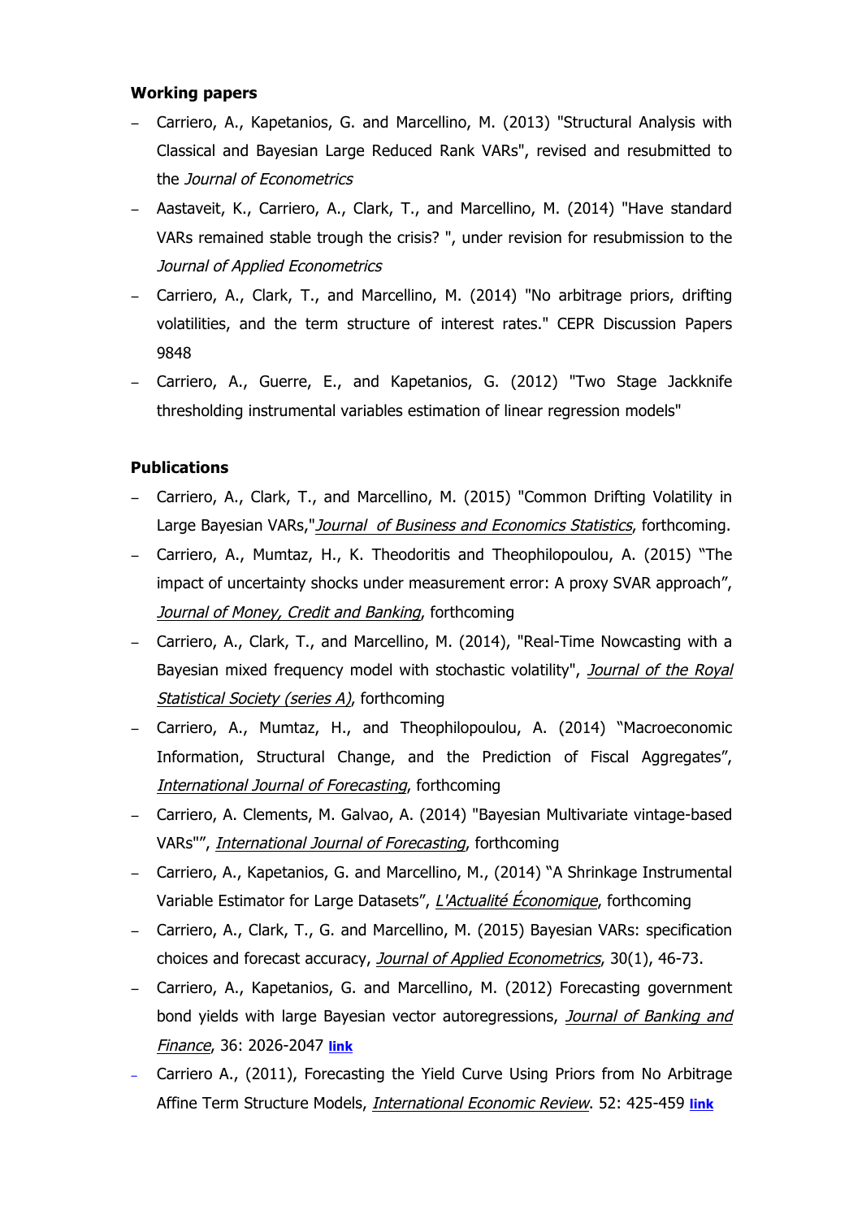**Working papers**

- Carriero, A., Kapetanios, G. and Marcellino, M. (2013) "Structural Analysis with Classical and Bayesian Large Reduced Rank VARs", revised and resubmitted to the *Journal of Econometrics*
- Aastaveit, K., Carriero, A., Clark, T., and Marcellino, M. (2014) "Have standard VARs remained stable trough the crisis? ", under revision for resubmission to the *Journal of Applied Econometrics*
- Carriero, A., Clark, T., and Marcellino, M. (2014) "No arbitrage priors, drifting volatilities, and the term structure of interest rates." CEPR Discussion Papers 9848
- Carriero, A., Guerre, E., and Kapetanios, G. (2012) "Two Stage Jackknife thresholding instrumental variables estimation of linear regression models"

**Publications**

- Carriero, A., Clark, T., and Marcellino, M. (2015) "Common Drifting Volatility in Large Bayesian VARs,"*Journal of Business and Economics Statistics*, forthcoming.
- Carriero, A., Mumtaz, H., K. Theodoritis and Theophilopoulou, A. (2015) "The impact of uncertainty shocks under measurement error: A proxy SVAR approach", *Journal of Money, Credit and Banking*, forthcoming
- Carriero, A., Clark, T., and Marcellino, M. (2014), "Real-Time Nowcasting with a Bayesian mixed frequency model with stochastic volatility", *Journal of the Royal Statistical Society (series A)*, forthcoming
- Carriero, A., Mumtaz, H., and Theophilopoulou, A. (2014) "Macroeconomic Information, Structural Change, and the Prediction of Fiscal Aggregates", *International Journal of Forecasting*, forthcoming
- Carriero, A. Clements, M. Galvao, A. (2014) "Bayesian Multivariate vintage-based VARs"", *International Journal of Forecasting*, forthcoming
- Carriero, A., Kapetanios, G. and Marcellino, M., (2014) "A Shrinkage Instrumental Variable Estimator for Large Datasets", *L'Actualité Économique*, forthcoming
- Carriero, A., Clark, T., G. and Marcellino, M. (2015) Bayesian VARs: specification choices and forecast accuracy, *Journal of Applied Econometrics*, 30(1), 46-73.
- Carriero, A., Kapetanios, G. and Marcellino, M. (2012) Forecasting government bond yields with large Bayesian vector autoregressions, *Journal of Banking and Finance*, 36: 2026-2047 **link**
- Carriero A., (2011), Forecasting the Yield Curve Using Priors from No Arbitrage Affine Term Structure Models, *International Economic Review*. 52: 425-459 **link**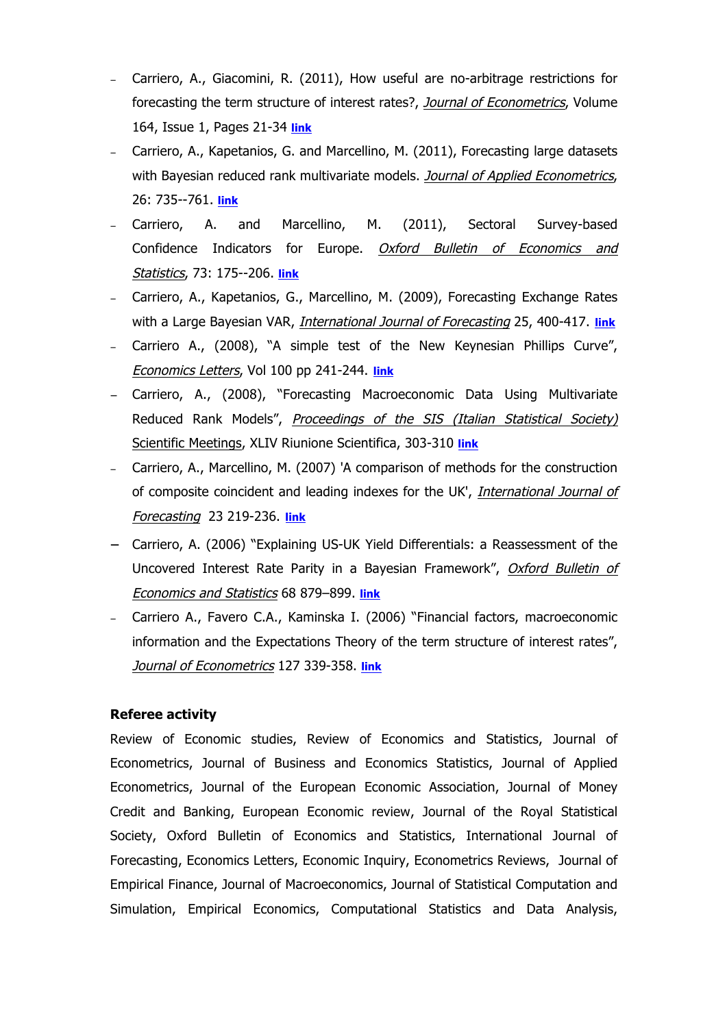- Carriero, A., Giacomini, R. (2011), How useful are no-arbitrage restrictions for forecasting the term structure of interest rates?, *Journal of Econometrics*, Volume 164, Issue 1, Pages 21-34 **link**
- Carriero, A., Kapetanios, G. and Marcellino, M. (2011), Forecasting large datasets with Bayesian reduced rank multivariate models. *Journal of Applied Econometrics*, 26: 735--761. **link**
- Carriero, A. and Marcellino, M. (2011), Sectoral Survey-based Confidence Indicators for Europe. *Oxford Bulletin of Economics and Statistics*, 73: 175--206. **link**
- Carriero, A., Kapetanios, G., Marcellino, M. (2009), Forecasting Exchange Rates with a Large Bayesian VAR, *International Journal of Forecasting* 25, 400-417. **link**
- Carriero A., (2008), "A simple test of the New Keynesian Phillips Curve", *Economics Letters*, Vol 100 pp 241-244. **link**
- Carriero, A., (2008), "Forecasting Macroeconomic Data Using Multivariate Reduced Rank Models", *Proceedings of the SIS (Italian Statistical Society)* Scientific Meetings, XLIV Riunione Scientifica, 303-310 **link**
- Carriero, A., Marcellino, M. (2007) 'A comparison of methods for the construction of composite coincident and leading indexes for the UK', *International Journal of Forecasting* 23 219-236. **link**
- Carriero, A. (2006) "Explaining US-UK Yield Differentials: a Reassessment of the Uncovered Interest Rate Parity in a Bayesian Framework", *Oxford Bulletin of Economics and Statistics* 68 879–899. **link**
- Carriero A., Favero C.A., Kaminska I. (2006) "Financial factors, macroeconomic information and the Expectations Theory of the term structure of interest rates", *Journal of Econometrics* 127 339-358. **link**

**Referee activity**

Review of Economic studies, Review of Economics and Statistics, Journal of Econometrics, Journal of Business and Economics Statistics, Journal of Applied Econometrics, Journal of the European Economic Association, Journal of Money Credit and Banking, European Economic review, Journal of the Royal Statistical Society, Oxford Bulletin of Economics and Statistics, International Journal of Forecasting, Economics Letters, Economic Inquiry, Econometrics Reviews, Journal of Empirical Finance, Journal of Macroeconomics, Journal of Statistical Computation and Simulation, Empirical Economics, Computational Statistics and Data Analysis,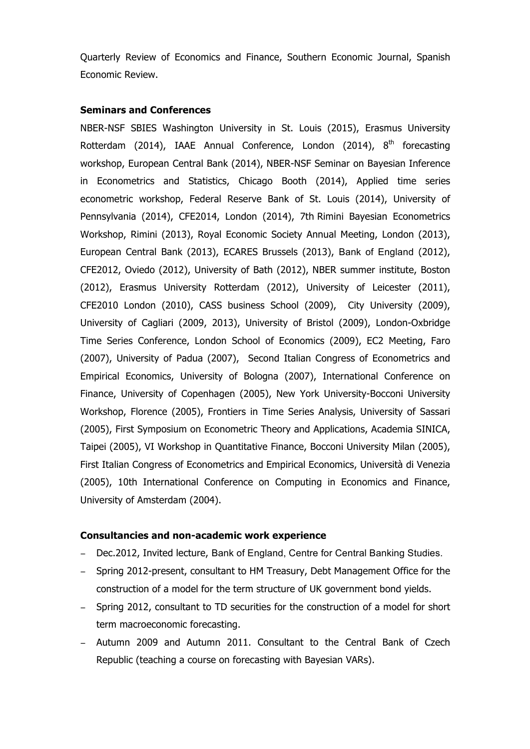Quarterly Review of Economics and Finance, Southern Economic Journal, Spanish Economic Review.

**Seminars and Conferences**

NBER-NSF SBIES Washington University in St. Louis (2015), Erasmus University Rotterdam (2014), IAAE Annual Conference, London (2014), 8th forecasting workshop, European Central Bank (2014), NBER-NSF Seminar on Bayesian Inference in Econometrics and Statistics, Chicago Booth (2014), Applied time series econometric workshop, Federal Reserve Bank of St. Louis (2014), University of Pennsylvania (2014), CFE2014, London (2014), 7th Rimini Bayesian Econometrics Workshop, Rimini (2013), Royal Economic Society Annual Meeting, London (2013), European Central Bank (2013), ECARES Brussels (2013), Bank of England (2012), CFE2012, Oviedo (2012), University of Bath (2012), NBER summer institute, Boston (2012), Erasmus University Rotterdam (2012), University of Leicester (2011), CFE2010 London (2010), CASS business School (2009), City University (2009), University of Cagliari (2009, 2013), University of Bristol (2009), London-Oxbridge Time Series Conference, London School of Economics (2009), EC2 Meeting, Faro (2007), University of Padua (2007), Second Italian Congress of Econometrics and Empirical Economics, University of Bologna (2007), International Conference on Finance, University of Copenhagen (2005), New York University-Bocconi University Workshop, Florence (2005), Frontiers in Time Series Analysis, University of Sassari (2005), First Symposium on Econometric Theory and Applications, Academia SINICA, Taipei (2005), VI Workshop in Quantitative Finance, Bocconi University Milan (2005), First Italian Congress of Econometrics and Empirical Economics, Università di Venezia (2005), 10th International Conference on Computing in Economics and Finance, University of Amsterdam (2004).

**Consultancies and non-academic work experience**

- Dec.2012, Invited lecture, Bank of England, Centre for Central Banking Studies.
- Spring 2012-present, consultant to HM Treasury, Debt Management Office for the construction of a model for the term structure of UK government bond yields.
- Spring 2012, consultant to TD securities for the construction of a model for short term macroeconomic forecasting.
- Autumn 2009 and Autumn 2011. Consultant to the Central Bank of Czech Republic (teaching a course on forecasting with Bayesian VARs).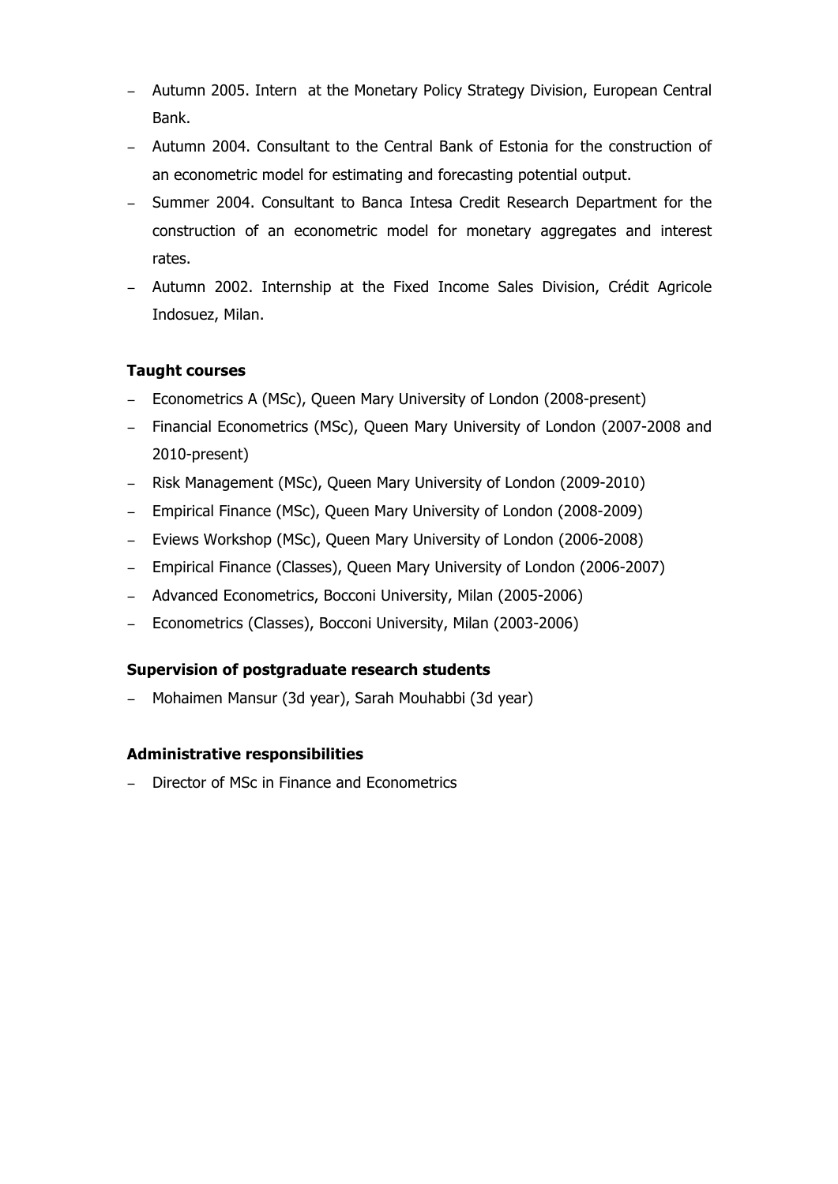- Autumn 2005. Intern at the Monetary Policy Strategy Division, European Central Bank.
- Autumn 2004. Consultant to the Central Bank of Estonia for the construction of an econometric model for estimating and forecasting potential output.
- Summer 2004. Consultant to Banca Intesa Credit Research Department for the construction of an econometric model for monetary aggregates and interest rates.
- Autumn 2002. Internship at the Fixed Income Sales Division, Crédit Agricole Indosuez, Milan.

**Taught courses**

- Econometrics A (MSc), Queen Mary University of London (2008-present)
- Financial Econometrics (MSc), Queen Mary University of London (2007-2008 and 2010-present)
- Risk Management (MSc), Queen Mary University of London (2009-2010)
- Empirical Finance (MSc), Queen Mary University of London (2008-2009)
- Eviews Workshop (MSc), Queen Mary University of London (2006-2008)
- Empirical Finance (Classes), Queen Mary University of London (2006-2007)
- Advanced Econometrics, Bocconi University, Milan (2005-2006)
- Econometrics (Classes), Bocconi University, Milan (2003-2006)

**Supervision of postgraduate research students**

- Mohaimen Mansur (3d year), Sarah Mouhabbi (3d year)

**Administrative responsibilities**

- Director of MSc in Finance and Econometrics